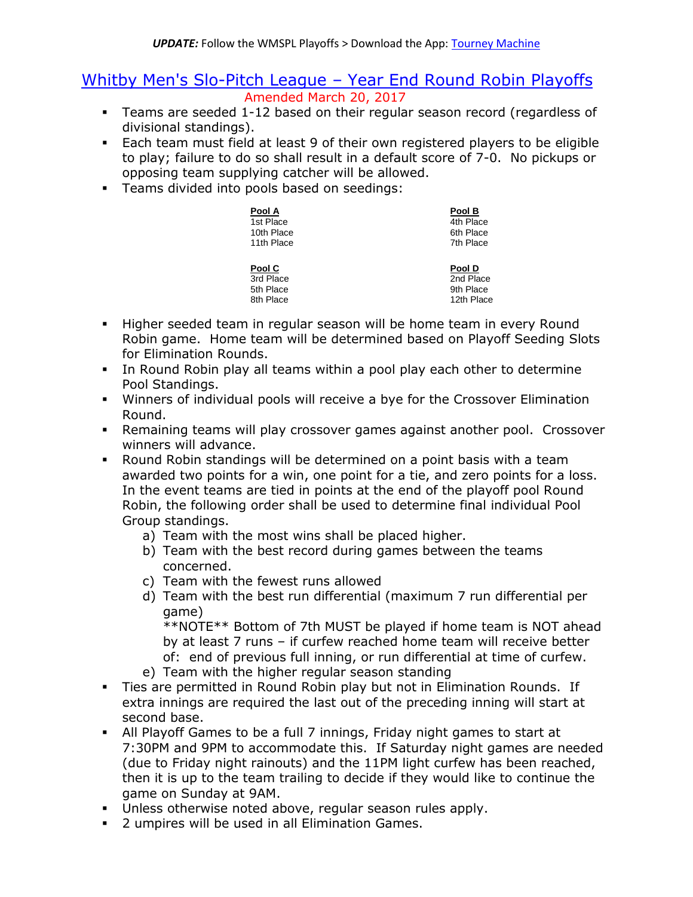***UPDATE:*** Follow the WMSPL Playoffs > Download the App: Tourney Machine

# Whitby Men's Slo-Pitch League – Year End Round Robin Playoffs

Amended March 20, 2017

- Teams are seeded 1-12 based on their regular season record (regardless of divisional standings).
- Each team must field at least 9 of their own registered players to be eligible to play; failure to do so shall result in a default score of 7-0. No pickups or opposing team supplying catcher will be allowed.
- Teams divided into pools based on seedings:

| Pool A | Pool B |
|---|---|
| 1st Place | 4th Place |
| 10th Place | 6th Place |
| 11th Place | 7th Place |

| Pool C | Pool D |
|---|---|
| 3rd Place | 2nd Place |
| 5th Place | 9th Place |
| 8th Place | 12th Place |

- Higher seeded team in regular season will be home team in every Round Robin game. Home team will be determined based on Playoff Seeding Slots for Elimination Rounds.
- In Round Robin play all teams within a pool play each other to determine Pool Standings.
- Winners of individual pools will receive a bye for the Crossover Elimination Round.
- Remaining teams will play crossover games against another pool. Crossover winners will advance.
- Round Robin standings will be determined on a point basis with a team awarded two points for a win, one point for a tie, and zero points for a loss. In the event teams are tied in points at the end of the playoff pool Round Robin, the following order shall be used to determine final individual Pool Group standings.
  a) Team with the most wins shall be placed higher.
  b) Team with the best record during games between the teams concerned.
  c) Team with the fewest runs allowed
  d) Team with the best run differential (maximum 7 run differential per game)
     **NOTE** Bottom of 7th MUST be played if home team is NOT ahead by at least 7 runs – if curfew reached home team will receive better of: end of previous full inning, or run differential at time of curfew.
  e) Team with the higher regular season standing
- Ties are permitted in Round Robin play but not in Elimination Rounds. If extra innings are required the last out of the preceding inning will start at second base.
- All Playoff Games to be a full 7 innings, Friday night games to start at 7:30PM and 9PM to accommodate this. If Saturday night games are needed (due to Friday night rainouts) and the 11PM light curfew has been reached, then it is up to the team trailing to decide if they would like to continue the game on Sunday at 9AM.
- Unless otherwise noted above, regular season rules apply.
- 2 umpires will be used in all Elimination Games.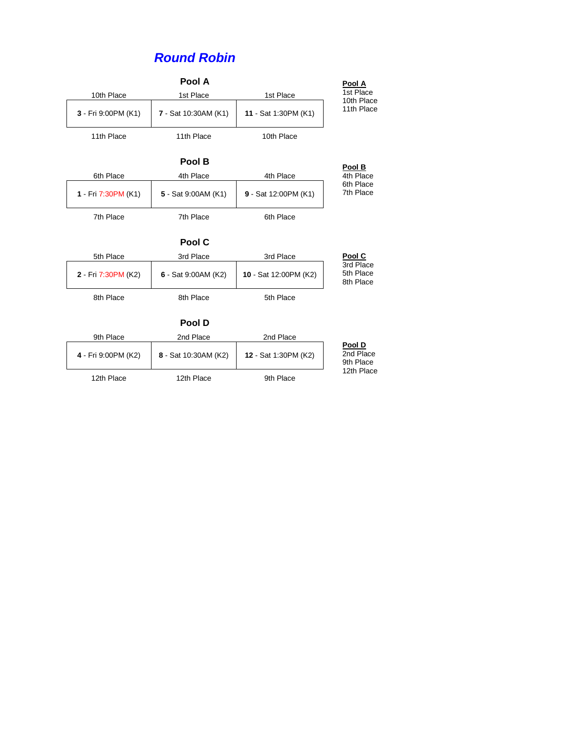# *Round Robin*

## Pool A

| 10th Place | 1st Place | 1st Place |
|---|---|---|
| **3** - Fri 9:00PM (K1) | **7** - Sat 10:30AM (K1) | **11** - Sat 1:30PM (K1) |
| 11th Place | 11th Place | 10th Place |

**Pool A**
1st Place
10th Place
11th Place

## Pool B

| 6th Place | 4th Place | 4th Place |
|---|---|---|
| **1** - Fri 7:30PM (K1) | **5** - Sat 9:00AM (K1) | **9** - Sat 12:00PM (K1) |
| 7th Place | 7th Place | 6th Place |

**Pool B**
4th Place
6th Place
7th Place

## Pool C

| 5th Place | 3rd Place | 3rd Place |
|---|---|---|
| **2** - Fri 7:30PM (K2) | **6** - Sat 9:00AM (K2) | **10** - Sat 12:00PM (K2) |
| 8th Place | 8th Place | 5th Place |

**Pool C**
3rd Place
5th Place
8th Place

## Pool D

| 9th Place | 2nd Place | 2nd Place |
|---|---|---|
| **4** - Fri 9:00PM (K2) | **8** - Sat 10:30AM (K2) | **12** - Sat 1:30PM (K2) |
| 12th Place | 12th Place | 9th Place |

**Pool D**
2nd Place
9th Place
12th Place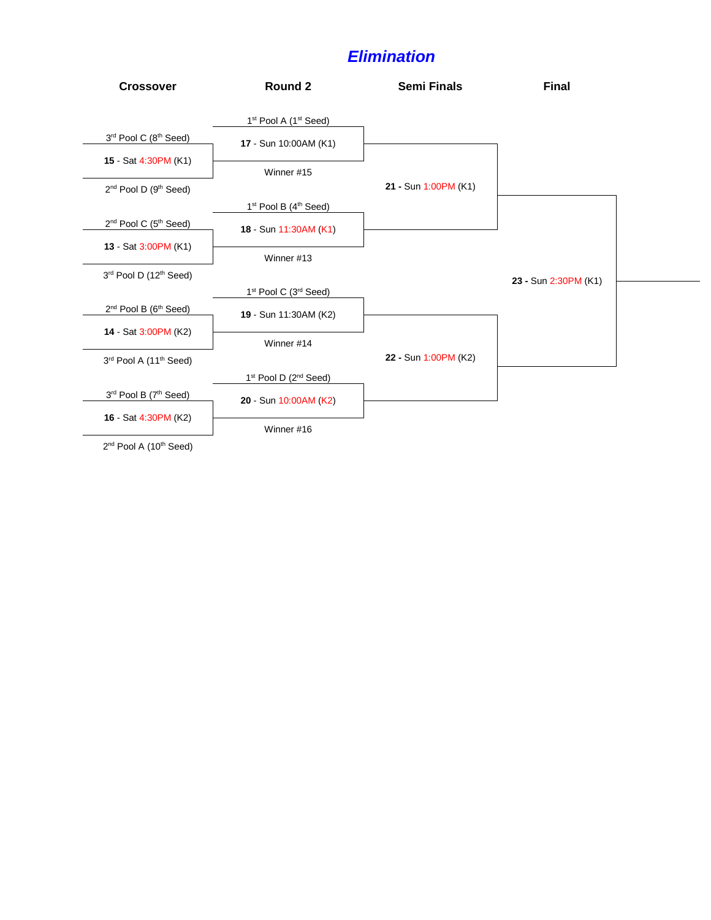# *Elimination*

| Crossover | Round 2 | Semi Finals | Final |
|---|---|---|---|
| 3rd Pool C (8th Seed) | 1st Pool A (1st Seed) | | |
| **15** - Sat 4:30PM (K1) | **17** - Sun 10:00AM (K1) | | |
| 2nd Pool D (9th Seed) | Winner #15 | **21 -** Sun 1:00PM (K1) | |
| 2nd Pool C (5th Seed) | 1st Pool B (4th Seed) | | |
| **13** - Sat 3:00PM (K1) | **18** - Sun 11:30AM (K1) | | |
| 3rd Pool D (12th Seed) | Winner #13 | | **23 -** Sun 2:30PM (K1) |
| 2nd Pool B (6th Seed) | 1st Pool C (3rd Seed) | | |
| **14** - Sat 3:00PM (K2) | **19** - Sun 11:30AM (K2) | | |
| 3rd Pool A (11th Seed) | Winner #14 | **22 -** Sun 1:00PM (K2) | |
| 3rd Pool B (7th Seed) | 1st Pool D (2nd Seed) | | |
| **16** - Sat 4:30PM (K2) | **20** - Sun 10:00AM (K2) | | |
| 2nd Pool A (10th Seed) | Winner #16 | | |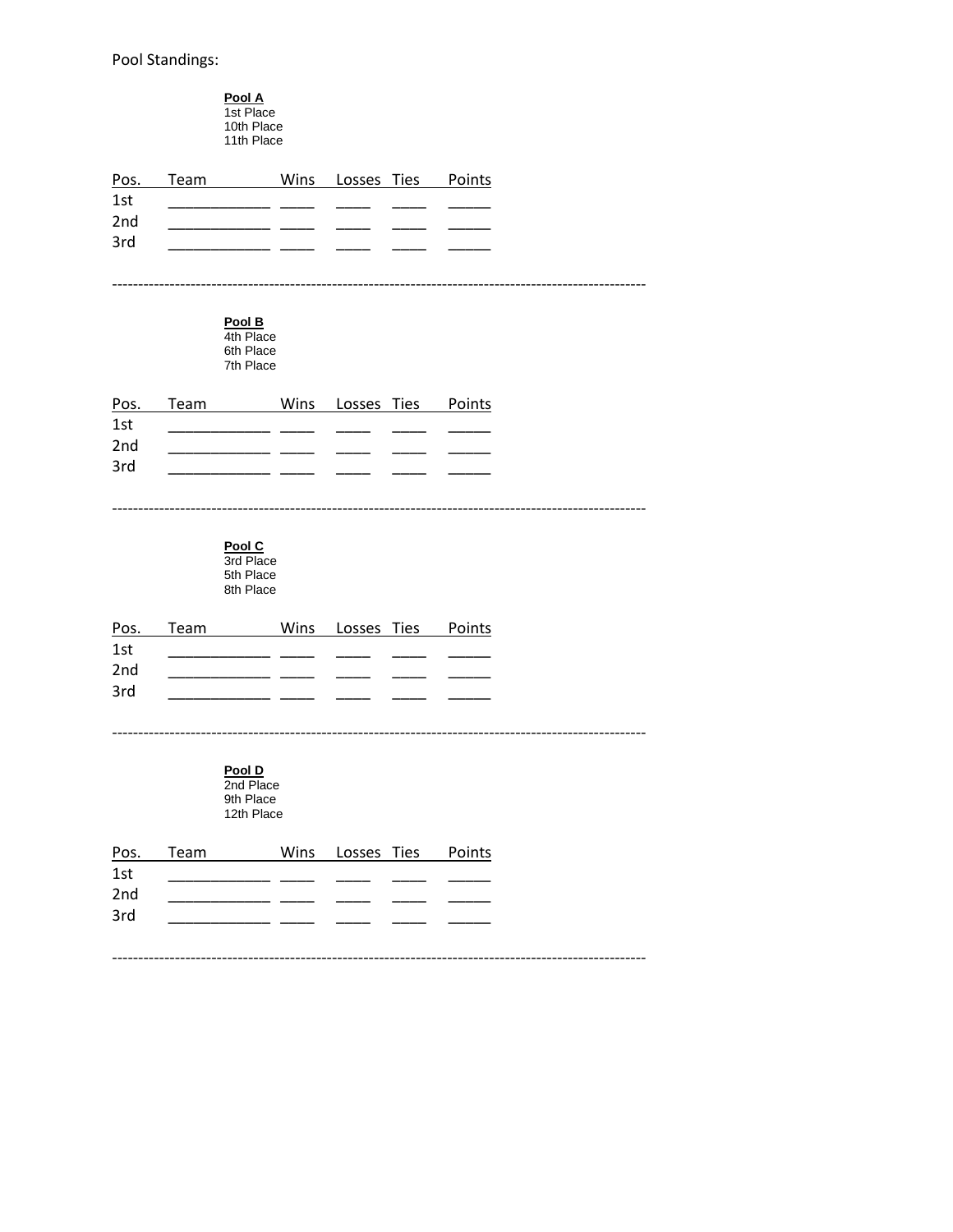Pool Standings:

**Pool A**
1st Place
10th Place
11th Place

| Pos. | Team | Wins | Losses | Ties | Points |
|---|---|---|---|---|---|
| 1st | ____________ | ____ | ____ | ____ | _____ |
| 2nd | ____________ | ____ | ____ | ____ | _____ |
| 3rd | ____________ | ____ | ____ | ____ | _____ |

---

**Pool B**
4th Place
6th Place
7th Place

| Pos. | Team | Wins | Losses | Ties | Points |
|---|---|---|---|---|---|
| 1st | ____________ | ____ | ____ | ____ | _____ |
| 2nd | ____________ | ____ | ____ | ____ | _____ |
| 3rd | ____________ | ____ | ____ | ____ | _____ |

---

**Pool C**
3rd Place
5th Place
8th Place

| Pos. | Team | Wins | Losses | Ties | Points |
|---|---|---|---|---|---|
| 1st | ____________ | ____ | ____ | ____ | _____ |
| 2nd | ____________ | ____ | ____ | ____ | _____ |
| 3rd | ____________ | ____ | ____ | ____ | _____ |

---

**Pool D**
2nd Place
9th Place
12th Place

| Pos. | Team | Wins | Losses | Ties | Points |
|---|---|---|---|---|---|
| 1st | ____________ | ____ | ____ | ____ | _____ |
| 2nd | ____________ | ____ | ____ | ____ | _____ |
| 3rd | ____________ | ____ | ____ | ____ | _____ |

---